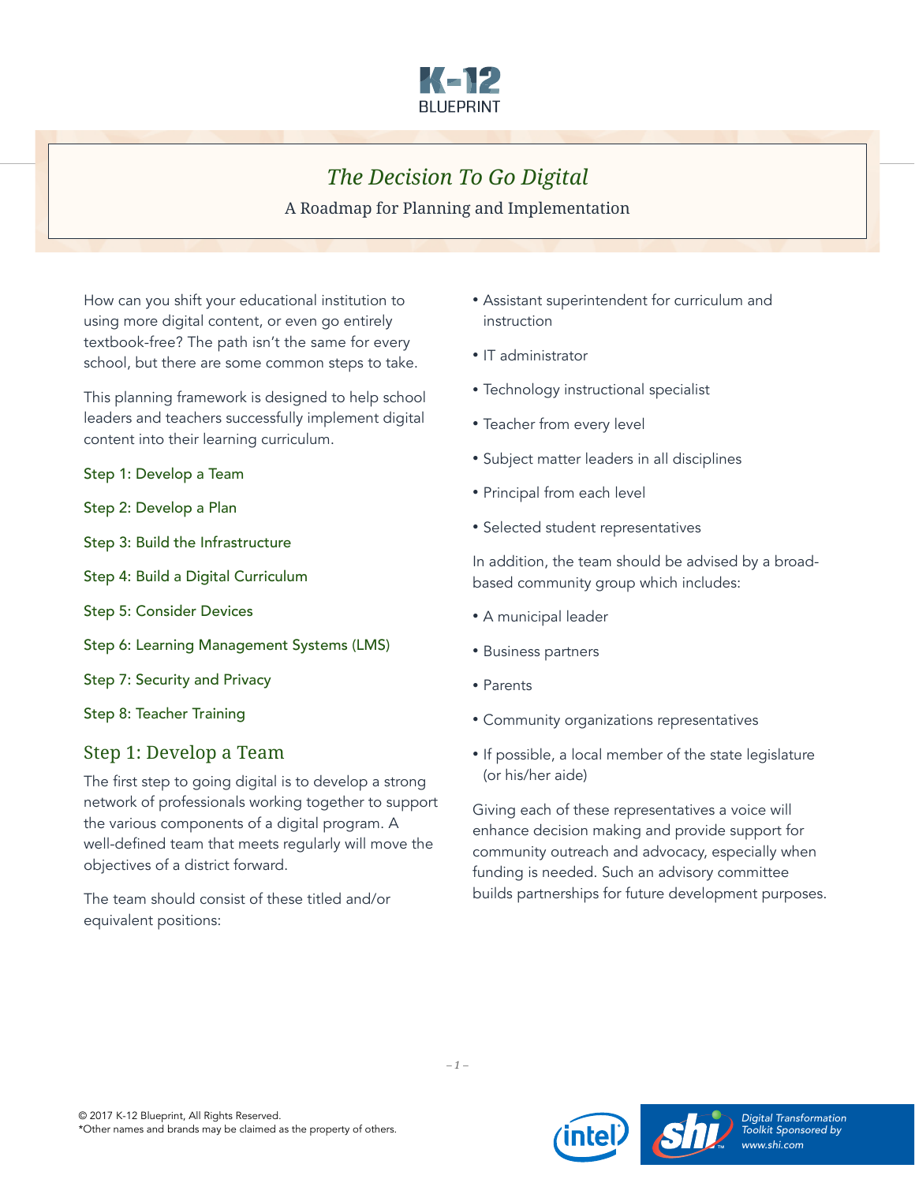# The Decision To Go Digital

A Roadmap for Planning and Implementation

How can you shift your educational institution to using more digital content, or even go entirely textbook-free? The path isn't the same for every school, but there are some common steps to take.

This planning framework is designed to help school leaders and teachers successfully implement digital content into their learning curriculum.

Step 1: Develop a Team

Step 2: Develop a Plan

Step 3: Build the Infrastructure

Step 4: Build a Digital Curriculum

Step 5: Consider Devices

Step 6: Learning Management Systems (LMS)

Step 7: Security and Privacy

Step 8: Teacher Training

## Step 1: Develop a Team

The first step to going digital is to develop a strong network of professionals working together to support the various components of a digital program. A well-defined team that meets regularly will move the objectives of a district forward.

The team should consist of these titled and/or equivalent positions:

- Assistant superintendent for curriculum and instruction
- IT administrator
- Technology instructional specialist
- Teacher from every level
- Subject matter leaders in all disciplines
- Principal from each level
- Selected student representatives

In addition, the team should be advised by a broad-based community group which includes:

- A municipal leader
- Business partners
- Parents
- Community organizations representatives
- If possible, a local member of the state legislature (or his/her aide)

Giving each of these representatives a voice will enhance decision making and provide support for community outreach and advocacy, especially when funding is needed. Such an advisory committee builds partnerships for future development purposes.

© 2017 K-12 Blueprint, All Rights Reserved.
*Other names and brands may be claimed as the property of others.

Digital Transformation Toolkit Sponsored by www.shi.com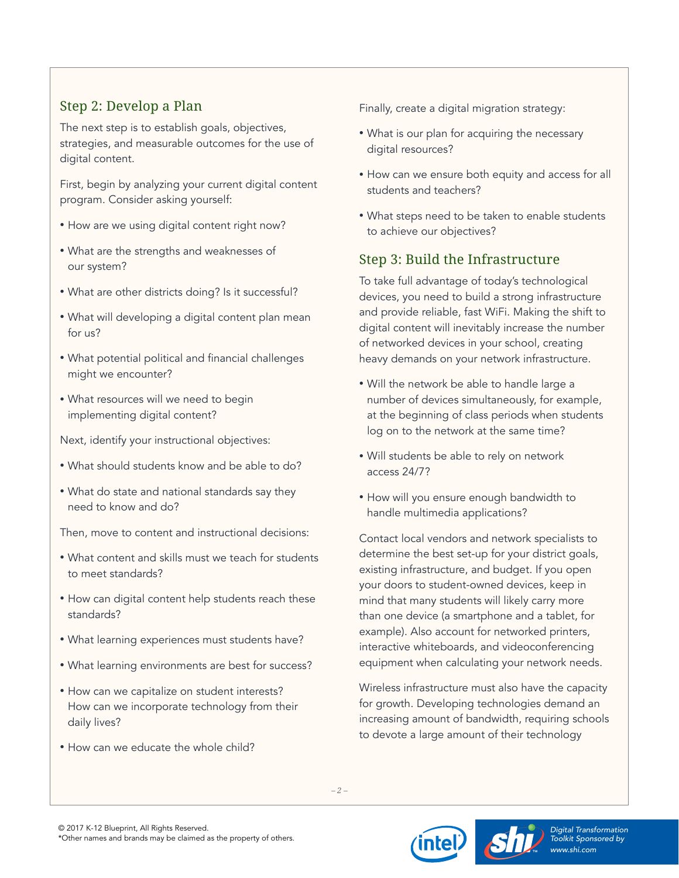## Step 2: Develop a Plan

The next step is to establish goals, objectives, strategies, and measurable outcomes for the use of digital content.

First, begin by analyzing your current digital content program. Consider asking yourself:

- How are we using digital content right now?
- What are the strengths and weaknesses of our system?
- What are other districts doing? Is it successful?
- What will developing a digital content plan mean for us?
- What potential political and financial challenges might we encounter?
- What resources will we need to begin implementing digital content?

Next, identify your instructional objectives:

- What should students know and be able to do?
- What do state and national standards say they need to know and do?

Then, move to content and instructional decisions:

- What content and skills must we teach for students to meet standards?
- How can digital content help students reach these standards?
- What learning experiences must students have?
- What learning environments are best for success?
- How can we capitalize on student interests? How can we incorporate technology from their daily lives?
- How can we educate the whole child?

Finally, create a digital migration strategy:

- What is our plan for acquiring the necessary digital resources?
- How can we ensure both equity and access for all students and teachers?
- What steps need to be taken to enable students to achieve our objectives?

## Step 3: Build the Infrastructure

To take full advantage of today's technological devices, you need to build a strong infrastructure and provide reliable, fast WiFi. Making the shift to digital content will inevitably increase the number of networked devices in your school, creating heavy demands on your network infrastructure.

- Will the network be able to handle large a number of devices simultaneously, for example, at the beginning of class periods when students log on to the network at the same time?
- Will students be able to rely on network access 24/7?
- How will you ensure enough bandwidth to handle multimedia applications?

Contact local vendors and network specialists to determine the best set-up for your district goals, existing infrastructure, and budget. If you open your doors to student-owned devices, keep in mind that many students will likely carry more than one device (a smartphone and a tablet, for example). Also account for networked printers, interactive whiteboards, and videoconferencing equipment when calculating your network needs.

Wireless infrastructure must also have the capacity for growth. Developing technologies demand an increasing amount of bandwidth, requiring schools to devote a large amount of their technology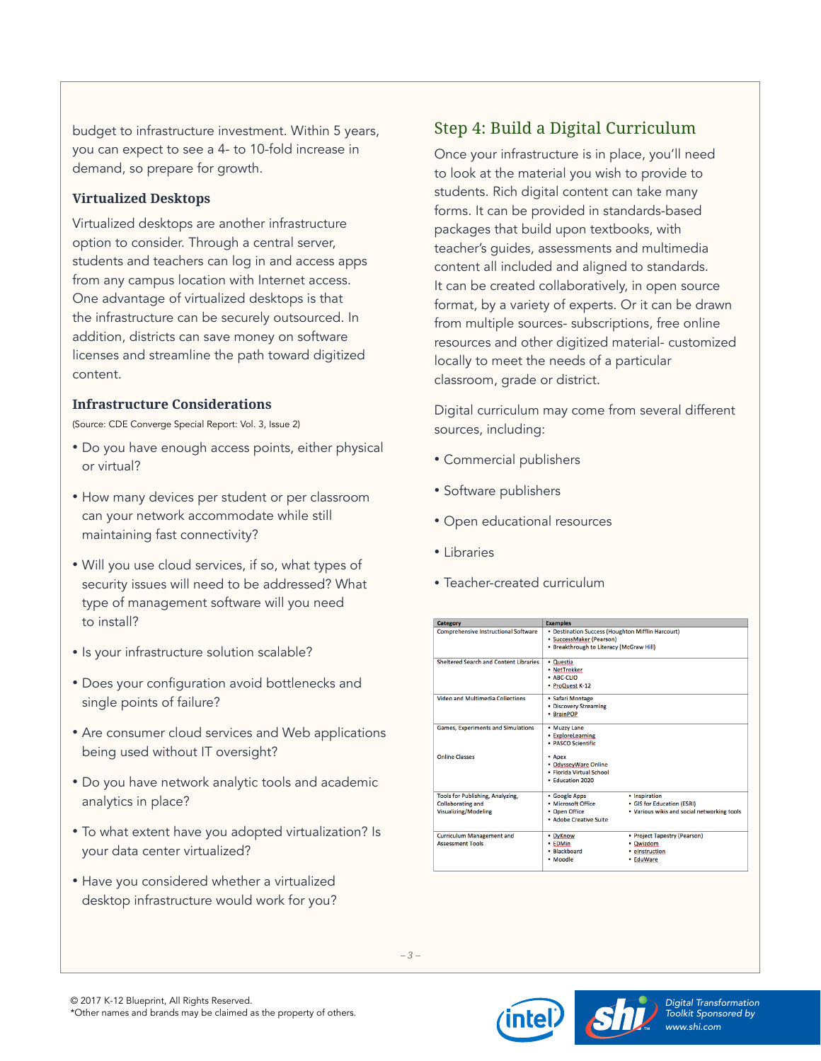budget to infrastructure investment. Within 5 years, you can expect to see a 4- to 10-fold increase in demand, so prepare for growth.

### Virtualized Desktops

Virtualized desktops are another infrastructure option to consider. Through a central server, students and teachers can log in and access apps from any campus location with Internet access. One advantage of virtualized desktops is that the infrastructure can be securely outsourced. In addition, districts can save money on software licenses and streamline the path toward digitized content.

### Infrastructure Considerations

(Source: CDE Converge Special Report: Vol. 3, Issue 2)

- Do you have enough access points, either physical or virtual?
- How many devices per student or per classroom can your network accommodate while still maintaining fast connectivity?
- Will you use cloud services, if so, what types of security issues will need to be addressed? What type of management software will you need to install?
- Is your infrastructure solution scalable?
- Does your configuration avoid bottlenecks and single points of failure?
- Are consumer cloud services and Web applications being used without IT oversight?
- Do you have network analytic tools and academic analytics in place?
- To what extent have you adopted virtualization? Is your data center virtualized?
- Have you considered whether a virtualized desktop infrastructure would work for you?

## Step 4: Build a Digital Curriculum

Once your infrastructure is in place, you'll need to look at the material you wish to provide to students. Rich digital content can take many forms. It can be provided in standards-based packages that build upon textbooks, with teacher's guides, assessments and multimedia content all included and aligned to standards. It can be created collaboratively, in open source format, by a variety of experts. Or it can be drawn from multiple sources- subscriptions, free online resources and other digitized material- customized locally to meet the needs of a particular classroom, grade or district.

Digital curriculum may come from several different sources, including:

- Commercial publishers
- Software publishers
- Open educational resources
- Libraries
- Teacher-created curriculum

| Category | Examples |
|---|---|
| Comprehensive Instructional Software | • Destination Success (Houghton Mifflin Harcourt)<br>• SuccessMaker (Pearson)<br>• Breakthrough to Literacy (McGraw Hill) |
| Sheltered Search and Content Libraries | • Questia<br>• NetTrekker<br>• ABC-CLIO<br>• ProQuest K-12 |
| Video and Multimedia Collections | • Safari Montage<br>• Discovery Streaming<br>• BrainPOP |
| Games, Experiments and Simulations | • Muzzy Lane<br>• ExploreLearning<br>• PASCO Scientific |
| Online Classes | • Apex<br>• OdysseyWare Online<br>• Florida Virtual School<br>• Education 2020 |
| Tools for Publishing, Analyzing, Collaborating and Visualizing/Modeling | • Google Apps<br>• Microsoft Office<br>• Open Office<br>• Adobe Creative Suite<br>• Inspiration<br>• GIS for Education (ESRI)<br>• Various wikis and social networking tools |
| Curriculum Management and Assessment Tools | • DyKnow<br>• EDMin<br>• Blackboard<br>• Moodle<br>• Project Tapestry (Pearson)<br>• Qwizdom<br>• eInstruction<br>• EduWare |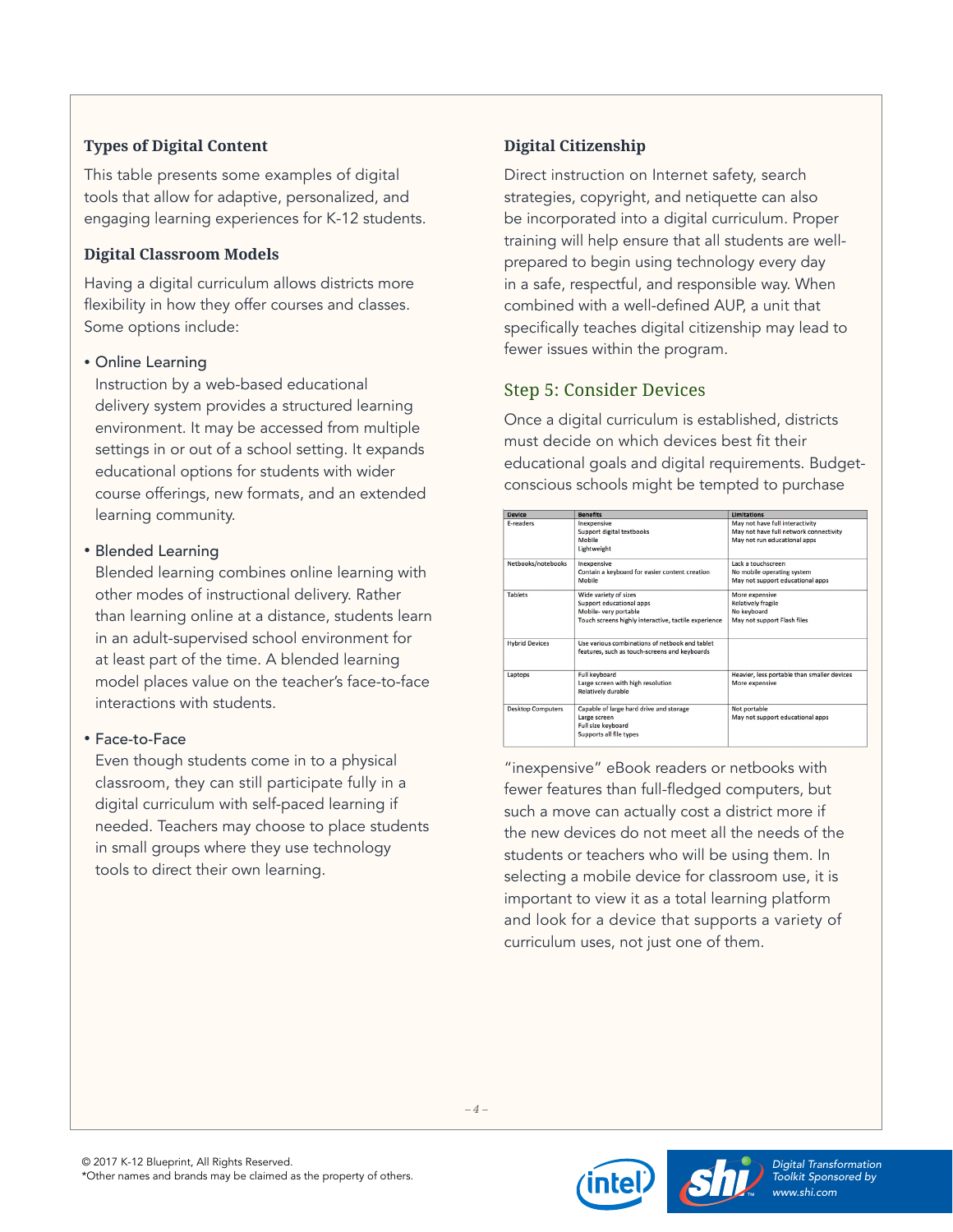### Types of Digital Content

This table presents some examples of digital tools that allow for adaptive, personalized, and engaging learning experiences for K-12 students.

### Digital Classroom Models

Having a digital curriculum allows districts more flexibility in how they offer courses and classes. Some options include:

- Online Learning
  Instruction by a web-based educational delivery system provides a structured learning environment. It may be accessed from multiple settings in or out of a school setting. It expands educational options for students with wider course offerings, new formats, and an extended learning community.

- Blended Learning
  Blended learning combines online learning with other modes of instructional delivery. Rather than learning online at a distance, students learn in an adult-supervised school environment for at least part of the time. A blended learning model places value on the teacher's face-to-face interactions with students.

- Face-to-Face
  Even though students come in to a physical classroom, they can still participate fully in a digital curriculum with self-paced learning if needed. Teachers may choose to place students in small groups where they use technology tools to direct their own learning.

### Digital Citizenship

Direct instruction on Internet safety, search strategies, copyright, and netiquette can also be incorporated into a digital curriculum. Proper training will help ensure that all students are well-prepared to begin using technology every day in a safe, respectful, and responsible way. When combined with a well-defined AUP, a unit that specifically teaches digital citizenship may lead to fewer issues within the program.

## Step 5: Consider Devices

Once a digital curriculum is established, districts must decide on which devices best fit their educational goals and digital requirements. Budget-conscious schools might be tempted to purchase "inexpensive" eBook readers or netbooks with fewer features than full-fledged computers, but such a move can actually cost a district more if the new devices do not meet all the needs of the students or teachers who will be using them. In selecting a mobile device for classroom use, it is important to view it as a total learning platform and look for a device that supports a variety of curriculum uses, not just one of them.

| Device | Benefits | Limitations |
|---|---|---|
| E-readers | Inexpensive<br>Support digital textbooks<br>Mobile<br>Lightweight | May not have full interactivity<br>May not have full network connectivity<br>May not run educational apps |
| Netbooks/notebooks | Inexpensive<br>Contain a keyboard for easier content creation<br>Mobile | Lack a touchscreen<br>No mobile operating system<br>May not support educational apps |
| Tablets | Wide variety of sizes<br>Support educational apps<br>Mobile- very portable<br>Touch screens highly interactive, tactile experience | More expensive<br>Relatively fragile<br>No keyboard<br>May not support Flash files |
| Hybrid Devices | Use various combinations of netbook and tablet features, such as touch-screens and keyboards | |
| Laptops | Full keyboard<br>Large screen with high resolution<br>Relatively durable | Heavier, less portable than smaller devices<br>More expensive |
| Desktop Computers | Capable of large hard drive and storage<br>Large screen<br>Full size keyboard<br>Supports all file types | Not portable<br>May not support educational apps |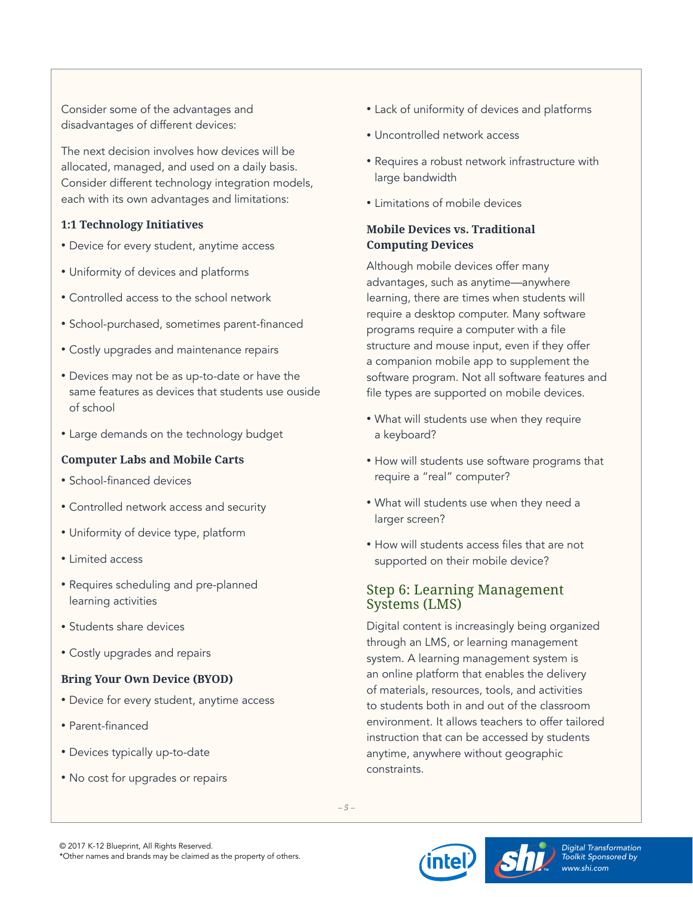Consider some of the advantages and disadvantages of different devices:

The next decision involves how devices will be allocated, managed, and used on a daily basis. Consider different technology integration models, each with its own advantages and limitations:

**1:1 Technology Initiatives**

- Device for every student, anytime access
- Uniformity of devices and platforms
- Controlled access to the school network
- School-purchased, sometimes parent-financed
- Costly upgrades and maintenance repairs
- Devices may not be as up-to-date or have the same features as devices that students use ouside of school
- Large demands on the technology budget

**Computer Labs and Mobile Carts**

- School-financed devices
- Controlled network access and security
- Uniformity of device type, platform
- Limited access
- Requires scheduling and pre-planned learning activities
- Students share devices
- Costly upgrades and repairs

**Bring Your Own Device (BYOD)**

- Device for every student, anytime access
- Parent-financed
- Devices typically up-to-date
- No cost for upgrades or repairs
- Lack of uniformity of devices and platforms
- Uncontrolled network access
- Requires a robust network infrastructure with large bandwidth
- Limitations of mobile devices

**Mobile Devices vs. Traditional Computing Devices**

Although mobile devices offer many advantages, such as anytime—anywhere learning, there are times when students will require a desktop computer. Many software programs require a computer with a file structure and mouse input, even if they offer a companion mobile app to supplement the software program. Not all software features and file types are supported on mobile devices.

- What will students use when they require a keyboard?
- How will students use software programs that require a "real" computer?
- What will students use when they need a larger screen?
- How will students access files that are not supported on their mobile device?

## Step 6: Learning Management Systems (LMS)

Digital content is increasingly being organized through an LMS, or learning management system. A learning management system is an online platform that enables the delivery of materials, resources, tools, and activities to students both in and out of the classroom environment. It allows teachers to offer tailored instruction that can be accessed by students anytime, anywhere without geographic constraints.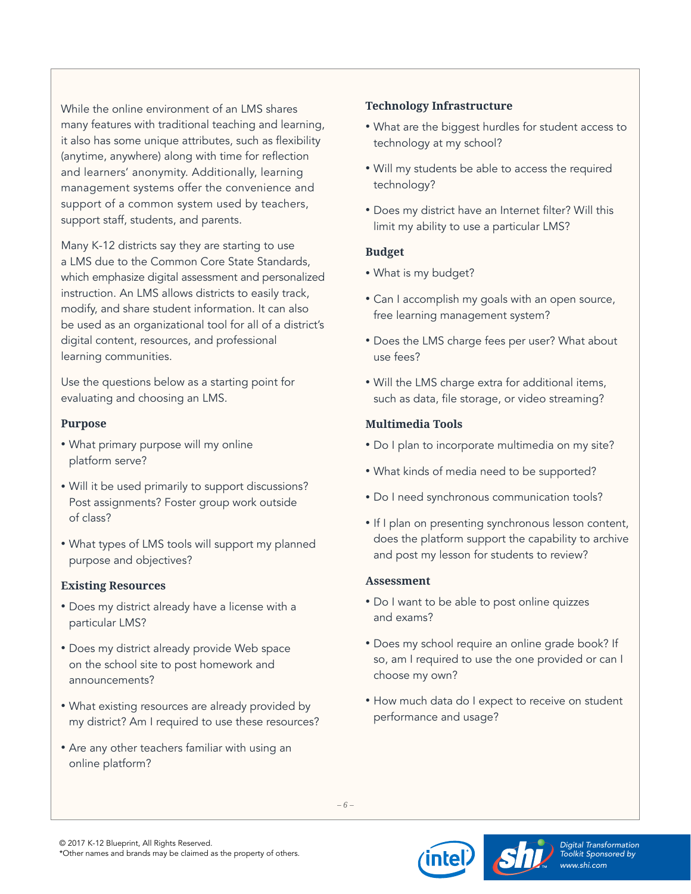While the online environment of an LMS shares many features with traditional teaching and learning, it also has some unique attributes, such as flexibility (anytime, anywhere) along with time for reflection and learners' anonymity. Additionally, learning management systems offer the convenience and support of a common system used by teachers, support staff, students, and parents.

Many K-12 districts say they are starting to use a LMS due to the Common Core State Standards, which emphasize digital assessment and personalized instruction. An LMS allows districts to easily track, modify, and share student information. It can also be used as an organizational tool for all of a district's digital content, resources, and professional learning communities.

Use the questions below as a starting point for evaluating and choosing an LMS.

### Purpose

- What primary purpose will my online platform serve?
- Will it be used primarily to support discussions? Post assignments? Foster group work outside of class?
- What types of LMS tools will support my planned purpose and objectives?

### Existing Resources

- Does my district already have a license with a particular LMS?
- Does my district already provide Web space on the school site to post homework and announcements?
- What existing resources are already provided by my district? Am I required to use these resources?
- Are any other teachers familiar with using an online platform?

### Technology Infrastructure

- What are the biggest hurdles for student access to technology at my school?
- Will my students be able to access the required technology?
- Does my district have an Internet filter? Will this limit my ability to use a particular LMS?

### Budget

- What is my budget?
- Can I accomplish my goals with an open source, free learning management system?
- Does the LMS charge fees per user? What about use fees?
- Will the LMS charge extra for additional items, such as data, file storage, or video streaming?

### Multimedia Tools

- Do I plan to incorporate multimedia on my site?
- What kinds of media need to be supported?
- Do I need synchronous communication tools?
- If I plan on presenting synchronous lesson content, does the platform support the capability to archive and post my lesson for students to review?

### Assessment

- Do I want to be able to post online quizzes and exams?
- Does my school require an online grade book? If so, am I required to use the one provided or can I choose my own?
- How much data do I expect to receive on student performance and usage?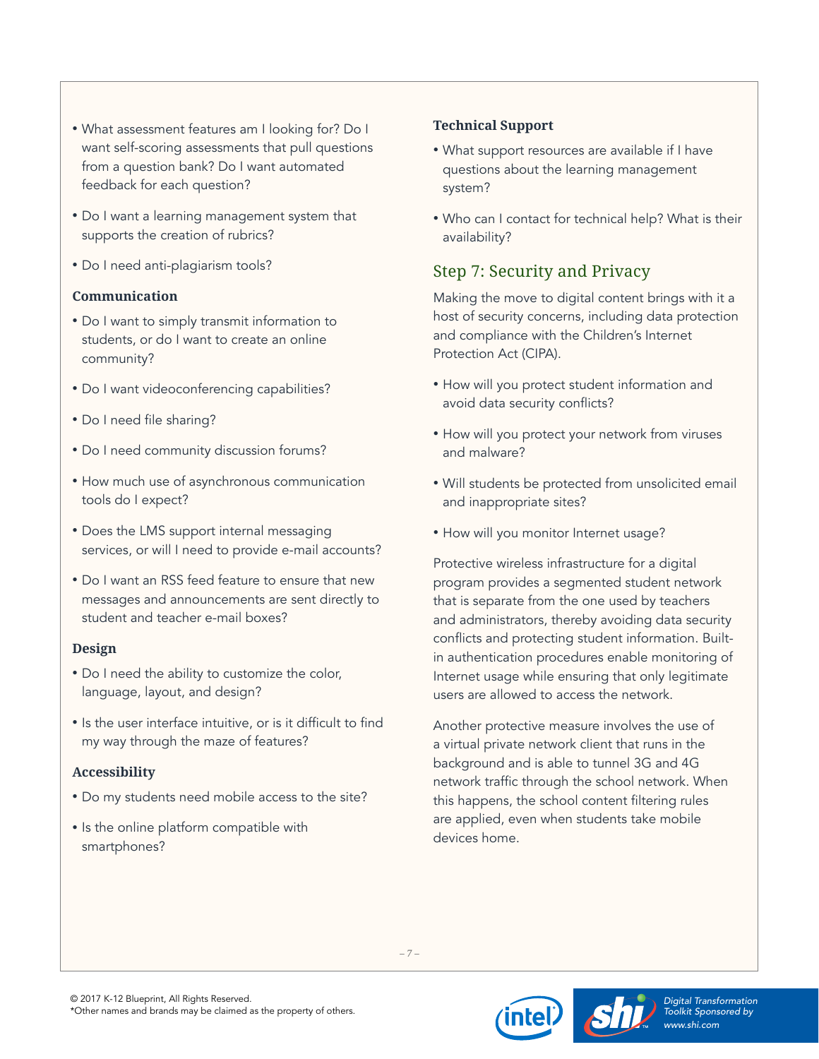- What assessment features am I looking for? Do I want self-scoring assessments that pull questions from a question bank? Do I want automated feedback for each question?
- Do I want a learning management system that supports the creation of rubrics?
- Do I need anti-plagiarism tools?

### Communication

- Do I want to simply transmit information to students, or do I want to create an online community?
- Do I want videoconferencing capabilities?
- Do I need file sharing?
- Do I need community discussion forums?
- How much use of asynchronous communication tools do I expect?
- Does the LMS support internal messaging services, or will I need to provide e-mail accounts?
- Do I want an RSS feed feature to ensure that new messages and announcements are sent directly to student and teacher e-mail boxes?

### Design

- Do I need the ability to customize the color, language, layout, and design?
- Is the user interface intuitive, or is it difficult to find my way through the maze of features?

### Accessibility

- Do my students need mobile access to the site?
- Is the online platform compatible with smartphones?

### Technical Support

- What support resources are available if I have questions about the learning management system?
- Who can I contact for technical help? What is their availability?

## Step 7: Security and Privacy

Making the move to digital content brings with it a host of security concerns, including data protection and compliance with the Children's Internet Protection Act (CIPA).

- How will you protect student information and avoid data security conflicts?
- How will you protect your network from viruses and malware?
- Will students be protected from unsolicited email and inappropriate sites?
- How will you monitor Internet usage?

Protective wireless infrastructure for a digital program provides a segmented student network that is separate from the one used by teachers and administrators, thereby avoiding data security conflicts and protecting student information. Built-in authentication procedures enable monitoring of Internet usage while ensuring that only legitimate users are allowed to access the network.

Another protective measure involves the use of a virtual private network client that runs in the background and is able to tunnel 3G and 4G network traffic through the school network. When this happens, the school content filtering rules are applied, even when students take mobile devices home.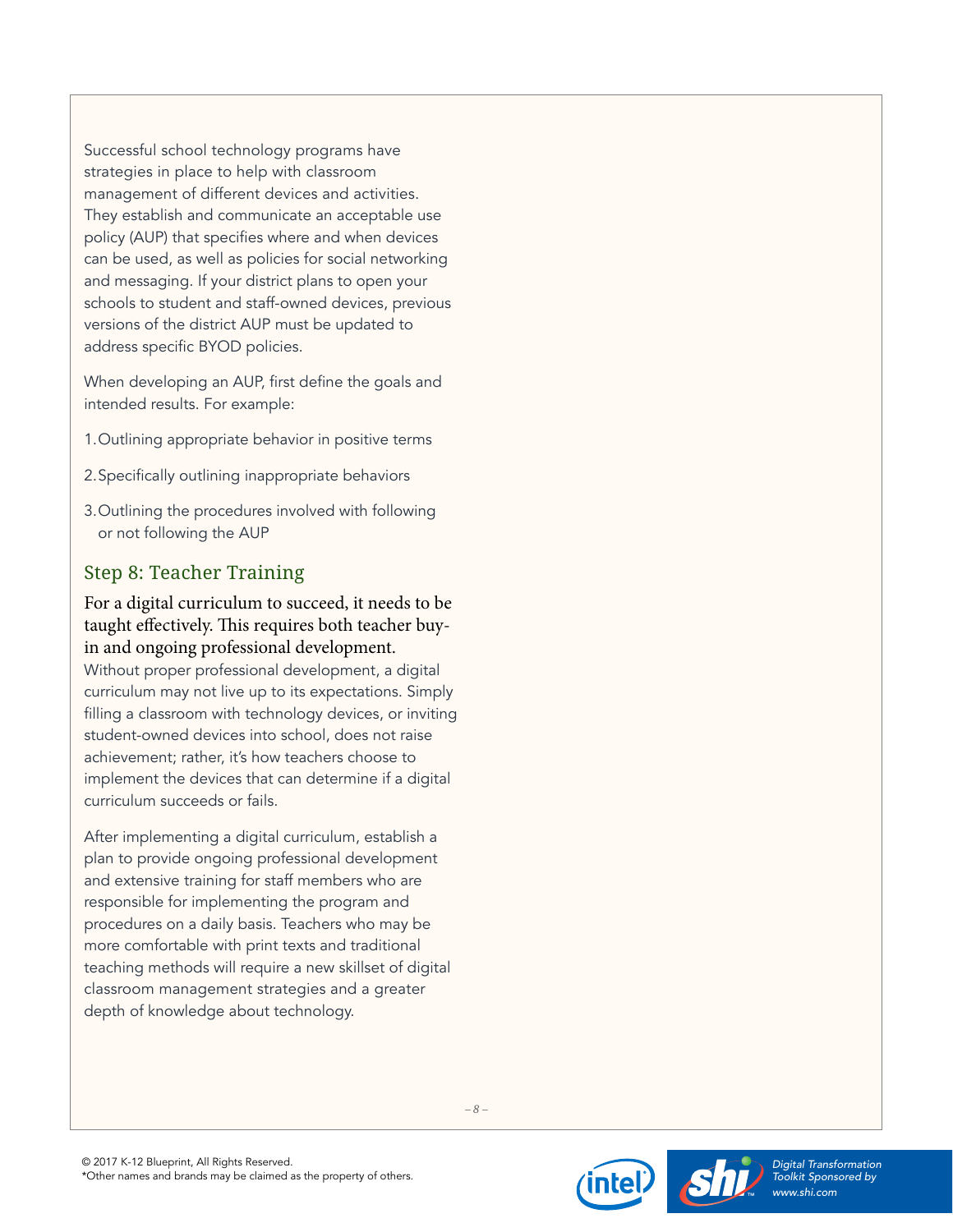Successful school technology programs have strategies in place to help with classroom management of different devices and activities. They establish and communicate an acceptable use policy (AUP) that specifies where and when devices can be used, as well as policies for social networking and messaging. If your district plans to open your schools to student and staff-owned devices, previous versions of the district AUP must be updated to address specific BYOD policies.

When developing an AUP, first define the goals and intended results. For example:

1. Outlining appropriate behavior in positive terms
2. Specifically outlining inappropriate behaviors
3. Outlining the procedures involved with following or not following the AUP

## Step 8: Teacher Training

For a digital curriculum to succeed, it needs to be taught effectively. This requires both teacher buy-in and ongoing professional development.

Without proper professional development, a digital curriculum may not live up to its expectations. Simply filling a classroom with technology devices, or inviting student-owned devices into school, does not raise achievement; rather, it's how teachers choose to implement the devices that can determine if a digital curriculum succeeds or fails.

After implementing a digital curriculum, establish a plan to provide ongoing professional development and extensive training for staff members who are responsible for implementing the program and procedures on a daily basis. Teachers who may be more comfortable with print texts and traditional teaching methods will require a new skillset of digital classroom management strategies and a greater depth of knowledge about technology.

© 2017 K-12 Blueprint, All Rights Reserved.
*Other names and brands may be claimed as the property of others.

*Digital Transformation Toolkit Sponsored by www.shi.com*